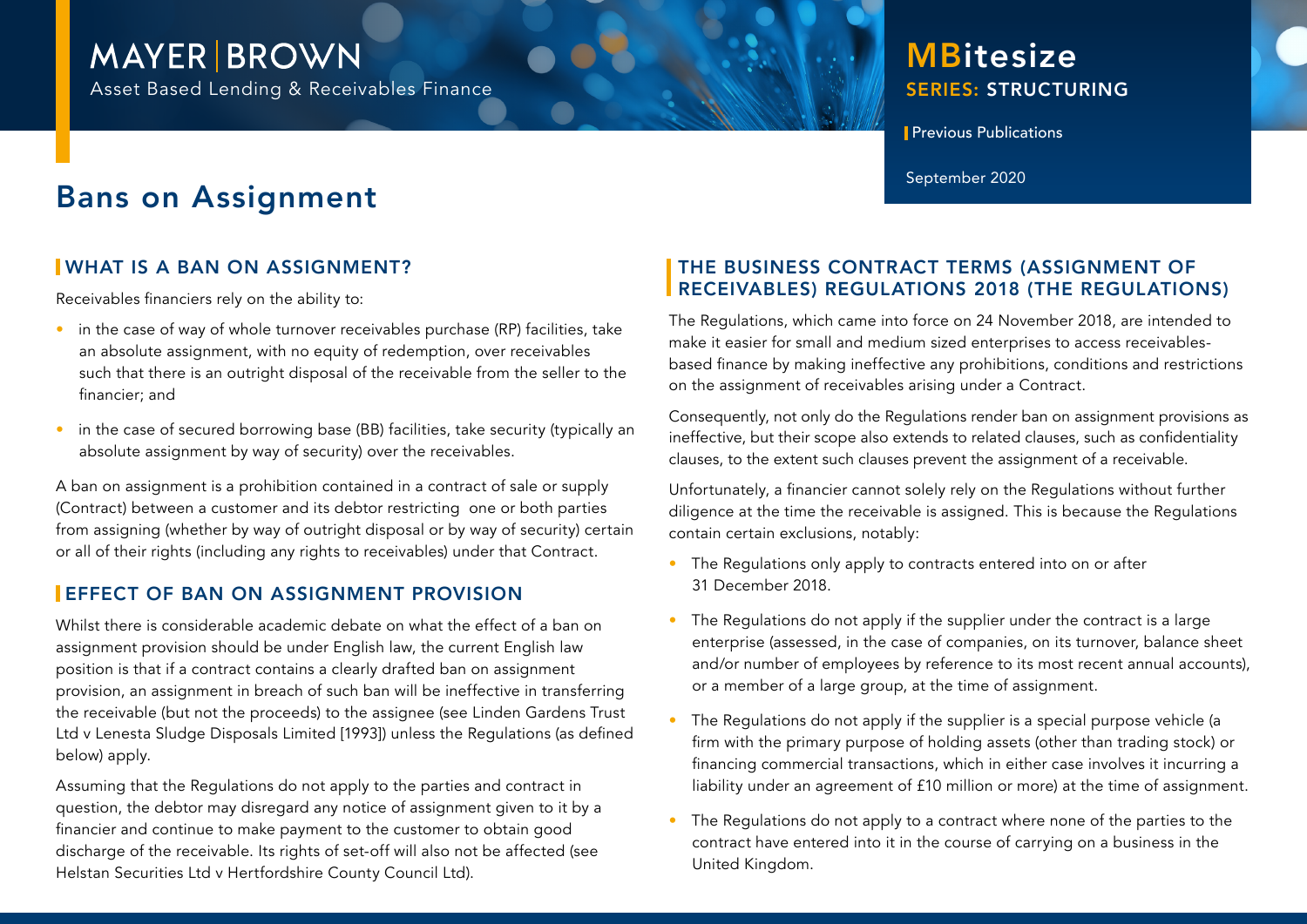MAYER | BROWN
Asset Based Lending & Receivables Finance

**MBitesize**
**SERIES: STRUCTURING**

Previous Publications

September 2020

# Bans on Assignment

## WHAT IS A BAN ON ASSIGNMENT?

Receivables financiers rely on the ability to:

- in the case of way of whole turnover receivables purchase (RP) facilities, take an absolute assignment, with no equity of redemption, over receivables such that there is an outright disposal of the receivable from the seller to the financier; and
- in the case of secured borrowing base (BB) facilities, take security (typically an absolute assignment by way of security) over the receivables.

A ban on assignment is a prohibition contained in a contract of sale or supply (Contract) between a customer and its debtor restricting one or both parties from assigning (whether by way of outright disposal or by way of security) certain or all of their rights (including any rights to receivables) under that Contract.

## EFFECT OF BAN ON ASSIGNMENT PROVISION

Whilst there is considerable academic debate on what the effect of a ban on assignment provision should be under English law, the current English law position is that if a contract contains a clearly drafted ban on assignment provision, an assignment in breach of such ban will be ineffective in transferring the receivable (but not the proceeds) to the assignee (see Linden Gardens Trust Ltd v Lenesta Sludge Disposals Limited [1993]) unless the Regulations (as defined below) apply.

Assuming that the Regulations do not apply to the parties and contract in question, the debtor may disregard any notice of assignment given to it by a financier and continue to make payment to the customer to obtain good discharge of the receivable. Its rights of set-off will also not be affected (see Helstan Securities Ltd v Hertfordshire County Council Ltd).

## THE BUSINESS CONTRACT TERMS (ASSIGNMENT OF RECEIVABLES) REGULATIONS 2018 (THE REGULATIONS)

The Regulations, which came into force on 24 November 2018, are intended to make it easier for small and medium sized enterprises to access receivables-based finance by making ineffective any prohibitions, conditions and restrictions on the assignment of receivables arising under a Contract.

Consequently, not only do the Regulations render ban on assignment provisions as ineffective, but their scope also extends to related clauses, such as confidentiality clauses, to the extent such clauses prevent the assignment of a receivable.

Unfortunately, a financier cannot solely rely on the Regulations without further diligence at the time the receivable is assigned. This is because the Regulations contain certain exclusions, notably:

- The Regulations only apply to contracts entered into on or after 31 December 2018.
- The Regulations do not apply if the supplier under the contract is a large enterprise (assessed, in the case of companies, on its turnover, balance sheet and/or number of employees by reference to its most recent annual accounts), or a member of a large group, at the time of assignment.
- The Regulations do not apply if the supplier is a special purpose vehicle (a firm with the primary purpose of holding assets (other than trading stock) or financing commercial transactions, which in either case involves it incurring a liability under an agreement of £10 million or more) at the time of assignment.
- The Regulations do not apply to a contract where none of the parties to the contract have entered into it in the course of carrying on a business in the United Kingdom.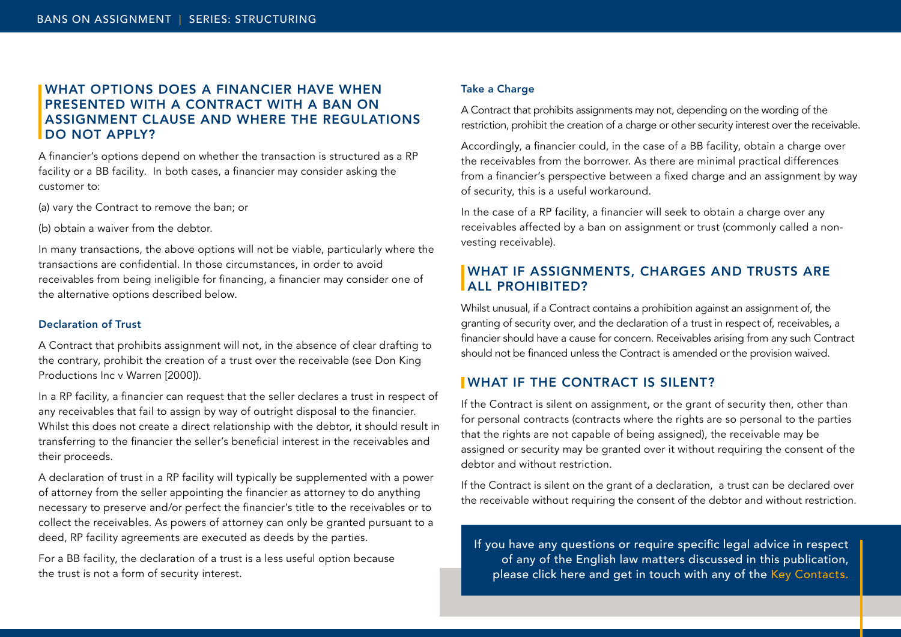## WHAT OPTIONS DOES A FINANCIER HAVE WHEN PRESENTED WITH A CONTRACT WITH A BAN ON ASSIGNMENT CLAUSE AND WHERE THE REGULATIONS DO NOT APPLY?

A financier's options depend on whether the transaction is structured as a RP facility or a BB facility. In both cases, a financier may consider asking the customer to:

(a) vary the Contract to remove the ban; or

(b) obtain a waiver from the debtor.

In many transactions, the above options will not be viable, particularly where the transactions are confidential. In those circumstances, in order to avoid receivables from being ineligible for financing, a financier may consider one of the alternative options described below.

### Declaration of Trust

A Contract that prohibits assignment will not, in the absence of clear drafting to the contrary, prohibit the creation of a trust over the receivable (see Don King Productions Inc v Warren [2000]).

In a RP facility, a financier can request that the seller declares a trust in respect of any receivables that fail to assign by way of outright disposal to the financier. Whilst this does not create a direct relationship with the debtor, it should result in transferring to the financier the seller's beneficial interest in the receivables and their proceeds.

A declaration of trust in a RP facility will typically be supplemented with a power of attorney from the seller appointing the financier as attorney to do anything necessary to preserve and/or perfect the financier's title to the receivables or to collect the receivables. As powers of attorney can only be granted pursuant to a deed, RP facility agreements are executed as deeds by the parties.

For a BB facility, the declaration of a trust is a less useful option because the trust is not a form of security interest.

### Take a Charge

A Contract that prohibits assignments may not, depending on the wording of the restriction, prohibit the creation of a charge or other security interest over the receivable.

Accordingly, a financier could, in the case of a BB facility, obtain a charge over the receivables from the borrower. As there are minimal practical differences from a financier's perspective between a fixed charge and an assignment by way of security, this is a useful workaround.

In the case of a RP facility, a financier will seek to obtain a charge over any receivables affected by a ban on assignment or trust (commonly called a non-vesting receivable).

## WHAT IF ASSIGNMENTS, CHARGES AND TRUSTS ARE ALL PROHIBITED?

Whilst unusual, if a Contract contains a prohibition against an assignment of, the granting of security over, and the declaration of a trust in respect of, receivables, a financier should have a cause for concern. Receivables arising from any such Contract should not be financed unless the Contract is amended or the provision waived.

## WHAT IF THE CONTRACT IS SILENT?

If the Contract is silent on assignment, or the grant of security then, other than for personal contracts (contracts where the rights are so personal to the parties that the rights are not capable of being assigned), the receivable may be assigned or security may be granted over it without requiring the consent of the debtor and without restriction.

If the Contract is silent on the grant of a declaration, a trust can be declared over the receivable without requiring the consent of the debtor and without restriction.

If you have any questions or require specific legal advice in respect of any of the English law matters discussed in this publication, please click here and get in touch with any of the Key Contacts.